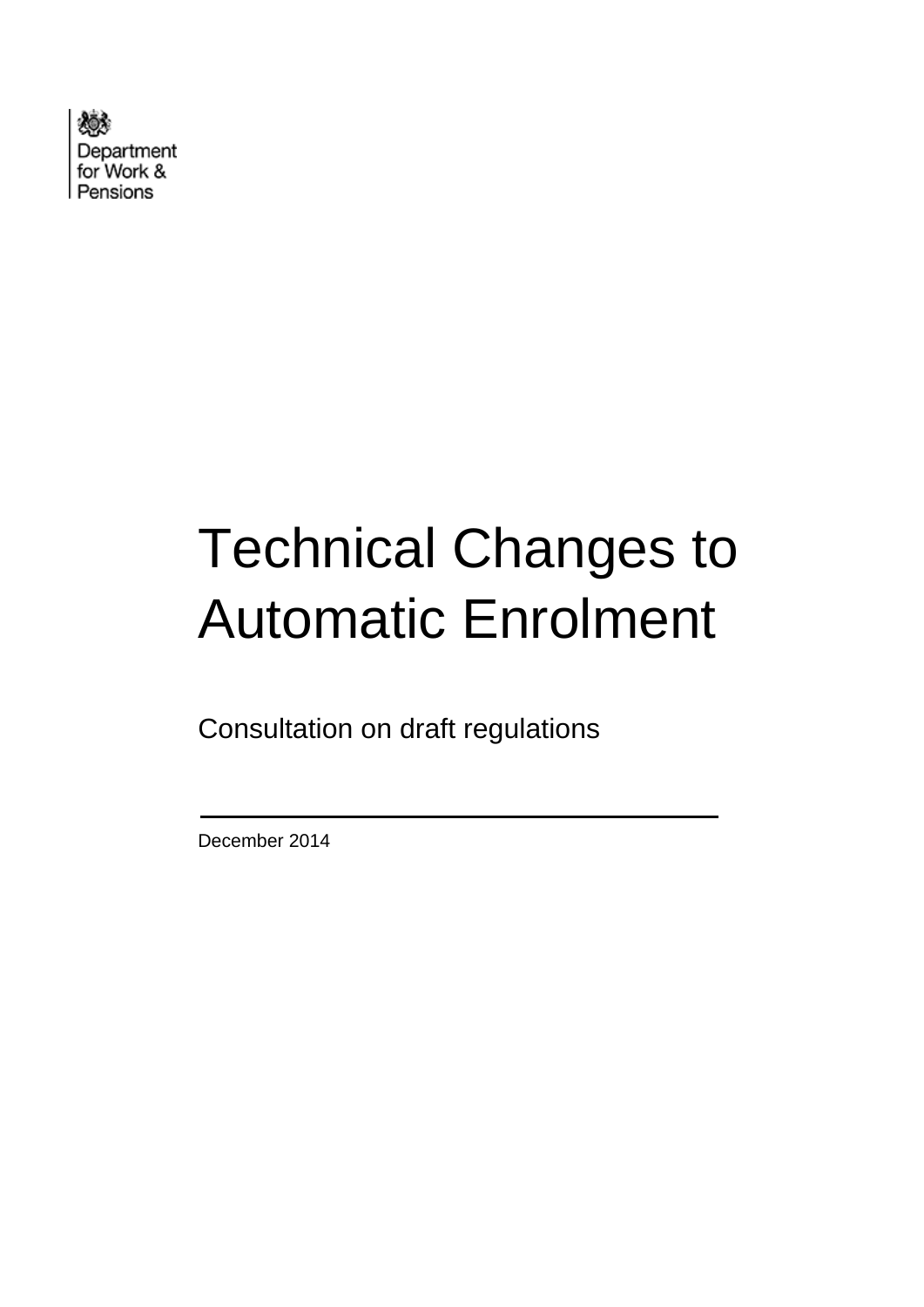Department for Work & Pensions

# Technical Changes to Automatic Enrolment

Consultation on draft regulations

December 2014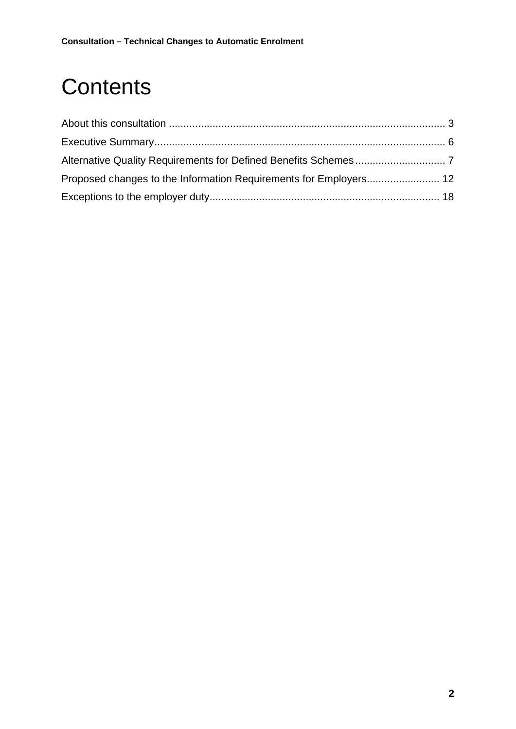# Contents

About this consultation ........................................................................................... 3

Executive Summary................................................................................................. 6

Alternative Quality Requirements for Defined Benefits Schemes ............................. 7

Proposed changes to the Information Requirements for Employers......................... 12

Exceptions to the employer duty.............................................................................. 18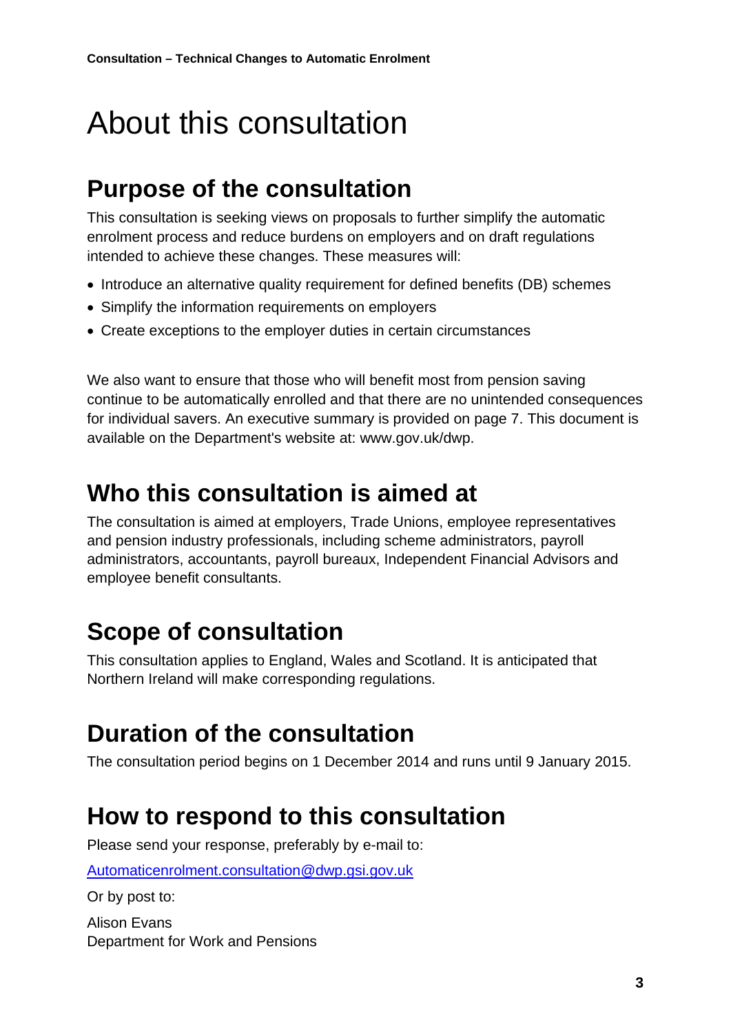# About this consultation

## Purpose of the consultation

This consultation is seeking views on proposals to further simplify the automatic enrolment process and reduce burdens on employers and on draft regulations intended to achieve these changes. These measures will:

- Introduce an alternative quality requirement for defined benefits (DB) schemes
- Simplify the information requirements on employers
- Create exceptions to the employer duties in certain circumstances

We also want to ensure that those who will benefit most from pension saving continue to be automatically enrolled and that there are no unintended consequences for individual savers. An executive summary is provided on page 7. This document is available on the Department's website at: www.gov.uk/dwp.

## Who this consultation is aimed at

The consultation is aimed at employers, Trade Unions, employee representatives and pension industry professionals, including scheme administrators, payroll administrators, accountants, payroll bureaux, Independent Financial Advisors and employee benefit consultants.

## Scope of consultation

This consultation applies to England, Wales and Scotland. It is anticipated that Northern Ireland will make corresponding regulations.

## Duration of the consultation

The consultation period begins on 1 December 2014 and runs until 9 January 2015.

## How to respond to this consultation

Please send your response, preferably by e-mail to:

Automaticenrolment.consultation@dwp.gsi.gov.uk

Or by post to:

Alison Evans
Department for Work and Pensions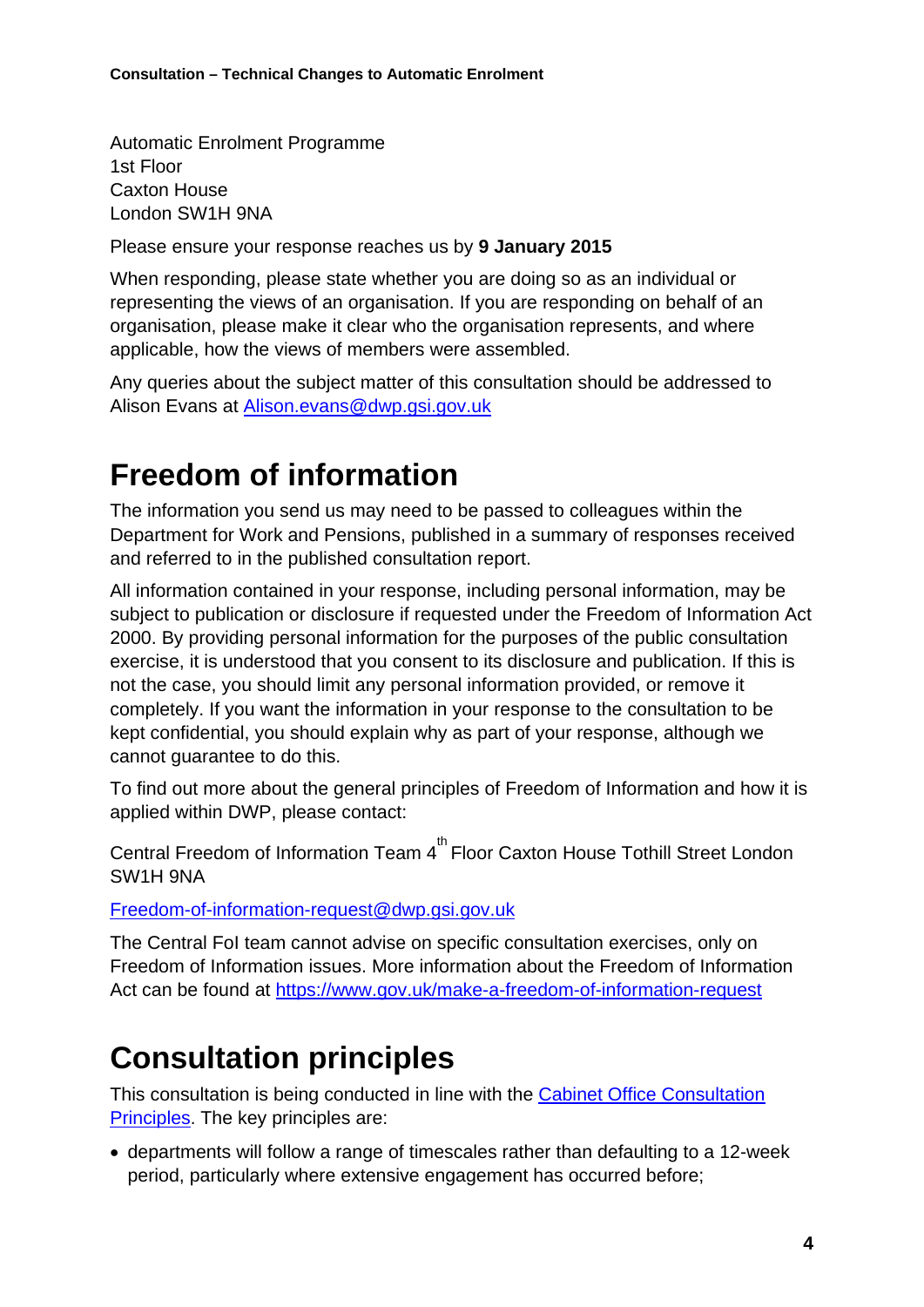Automatic Enrolment Programme
1st Floor
Caxton House
London SW1H 9NA

Please ensure your response reaches us by **9 January 2015**

When responding, please state whether you are doing so as an individual or representing the views of an organisation. If you are responding on behalf of an organisation, please make it clear who the organisation represents, and where applicable, how the views of members were assembled.

Any queries about the subject matter of this consultation should be addressed to Alison Evans at [Alison.evans@dwp.gsi.gov.uk](mailto:Alison.evans@dwp.gsi.gov.uk)

# Freedom of information

The information you send us may need to be passed to colleagues within the Department for Work and Pensions, published in a summary of responses received and referred to in the published consultation report.

All information contained in your response, including personal information, may be subject to publication or disclosure if requested under the Freedom of Information Act 2000. By providing personal information for the purposes of the public consultation exercise, it is understood that you consent to its disclosure and publication. If this is not the case, you should limit any personal information provided, or remove it completely. If you want the information in your response to the consultation to be kept confidential, you should explain why as part of your response, although we cannot guarantee to do this.

To find out more about the general principles of Freedom of Information and how it is applied within DWP, please contact:

Central Freedom of Information Team 4th Floor Caxton House Tothill Street London SW1H 9NA

[Freedom-of-information-request@dwp.gsi.gov.uk](mailto:Freedom-of-information-request@dwp.gsi.gov.uk)

The Central FoI team cannot advise on specific consultation exercises, only on Freedom of Information issues. More information about the Freedom of Information Act can be found at [https://www.gov.uk/make-a-freedom-of-information-request](https://www.gov.uk/make-a-freedom-of-information-request)

# Consultation principles

This consultation is being conducted in line with the Cabinet Office Consultation Principles. The key principles are:

- departments will follow a range of timescales rather than defaulting to a 12-week period, particularly where extensive engagement has occurred before;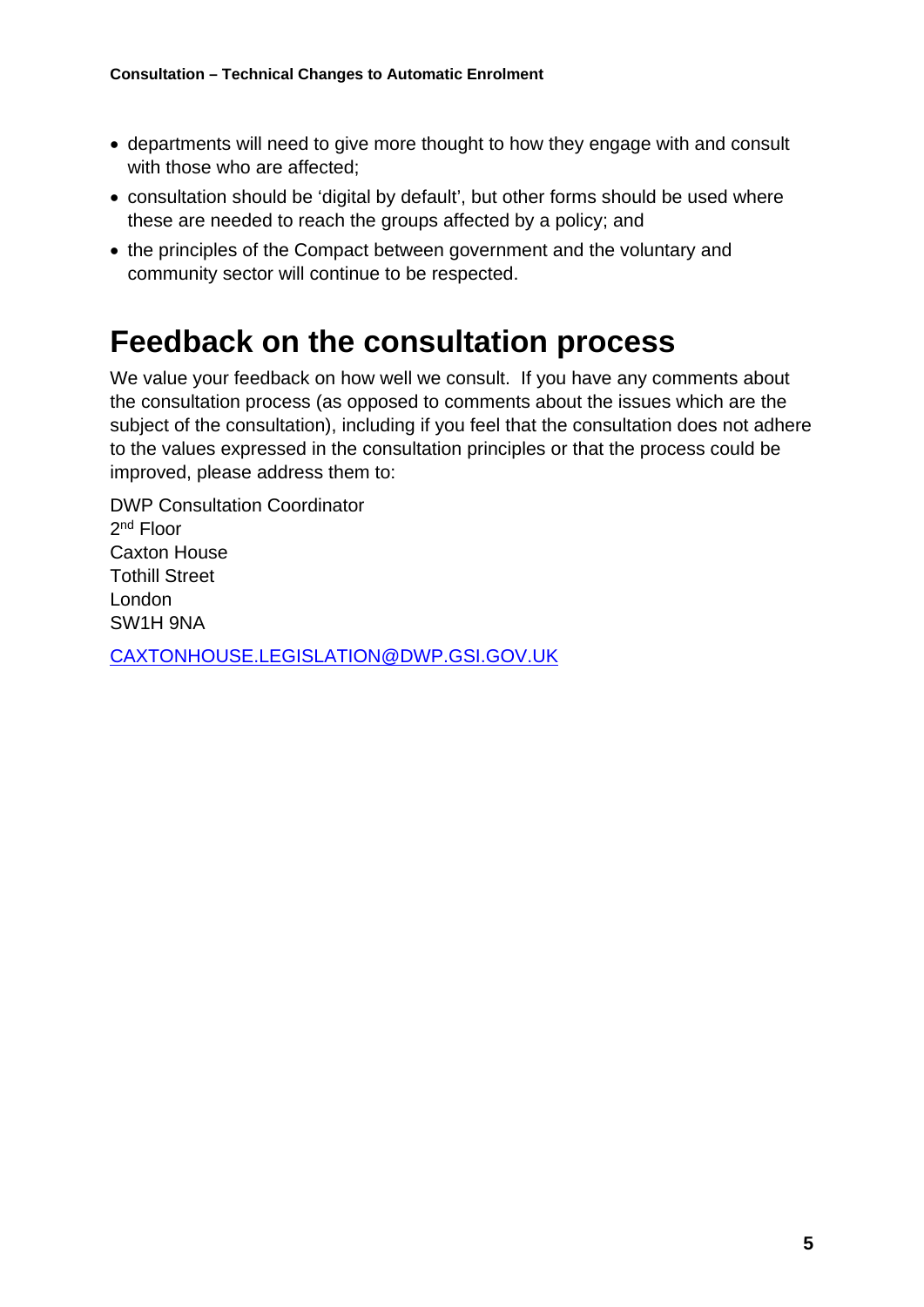- departments will need to give more thought to how they engage with and consult with those who are affected;
- consultation should be 'digital by default', but other forms should be used where these are needed to reach the groups affected by a policy; and
- the principles of the Compact between government and the voluntary and community sector will continue to be respected.

# Feedback on the consultation process

We value your feedback on how well we consult. If you have any comments about the consultation process (as opposed to comments about the issues which are the subject of the consultation), including if you feel that the consultation does not adhere to the values expressed in the consultation principles or that the process could be improved, please address them to:

DWP Consultation Coordinator
2nd Floor
Caxton House
Tothill Street
London
SW1H 9NA

CAXTONHOUSE.LEGISLATION@DWP.GSI.GOV.UK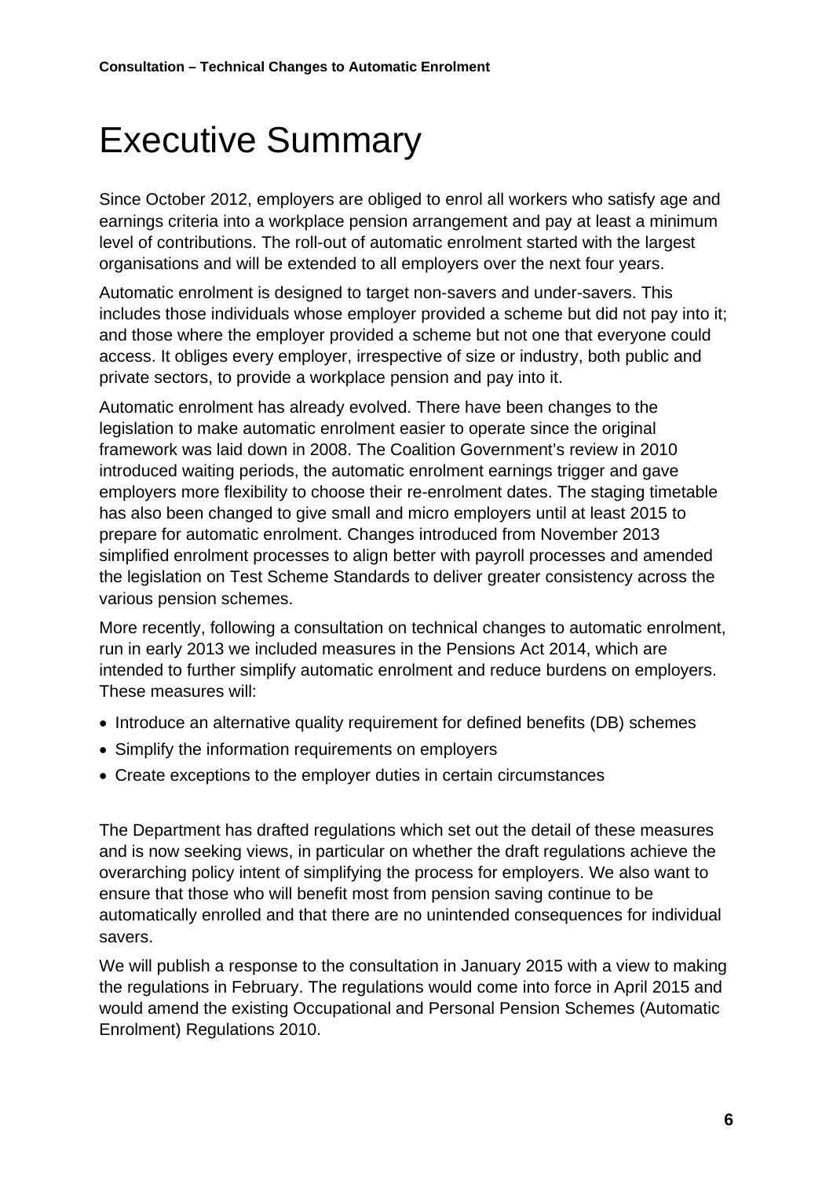# Executive Summary

Since October 2012, employers are obliged to enrol all workers who satisfy age and earnings criteria into a workplace pension arrangement and pay at least a minimum level of contributions. The roll-out of automatic enrolment started with the largest organisations and will be extended to all employers over the next four years.

Automatic enrolment is designed to target non-savers and under-savers. This includes those individuals whose employer provided a scheme but did not pay into it; and those where the employer provided a scheme but not one that everyone could access. It obliges every employer, irrespective of size or industry, both public and private sectors, to provide a workplace pension and pay into it.

Automatic enrolment has already evolved. There have been changes to the legislation to make automatic enrolment easier to operate since the original framework was laid down in 2008. The Coalition Government's review in 2010 introduced waiting periods, the automatic enrolment earnings trigger and gave employers more flexibility to choose their re-enrolment dates. The staging timetable has also been changed to give small and micro employers until at least 2015 to prepare for automatic enrolment. Changes introduced from November 2013 simplified enrolment processes to align better with payroll processes and amended the legislation on Test Scheme Standards to deliver greater consistency across the various pension schemes.

More recently, following a consultation on technical changes to automatic enrolment, run in early 2013 we included measures in the Pensions Act 2014, which are intended to further simplify automatic enrolment and reduce burdens on employers. These measures will:

- Introduce an alternative quality requirement for defined benefits (DB) schemes
- Simplify the information requirements on employers
- Create exceptions to the employer duties in certain circumstances

The Department has drafted regulations which set out the detail of these measures and is now seeking views, in particular on whether the draft regulations achieve the overarching policy intent of simplifying the process for employers. We also want to ensure that those who will benefit most from pension saving continue to be automatically enrolled and that there are no unintended consequences for individual savers.

We will publish a response to the consultation in January 2015 with a view to making the regulations in February. The regulations would come into force in April 2015 and would amend the existing Occupational and Personal Pension Schemes (Automatic Enrolment) Regulations 2010.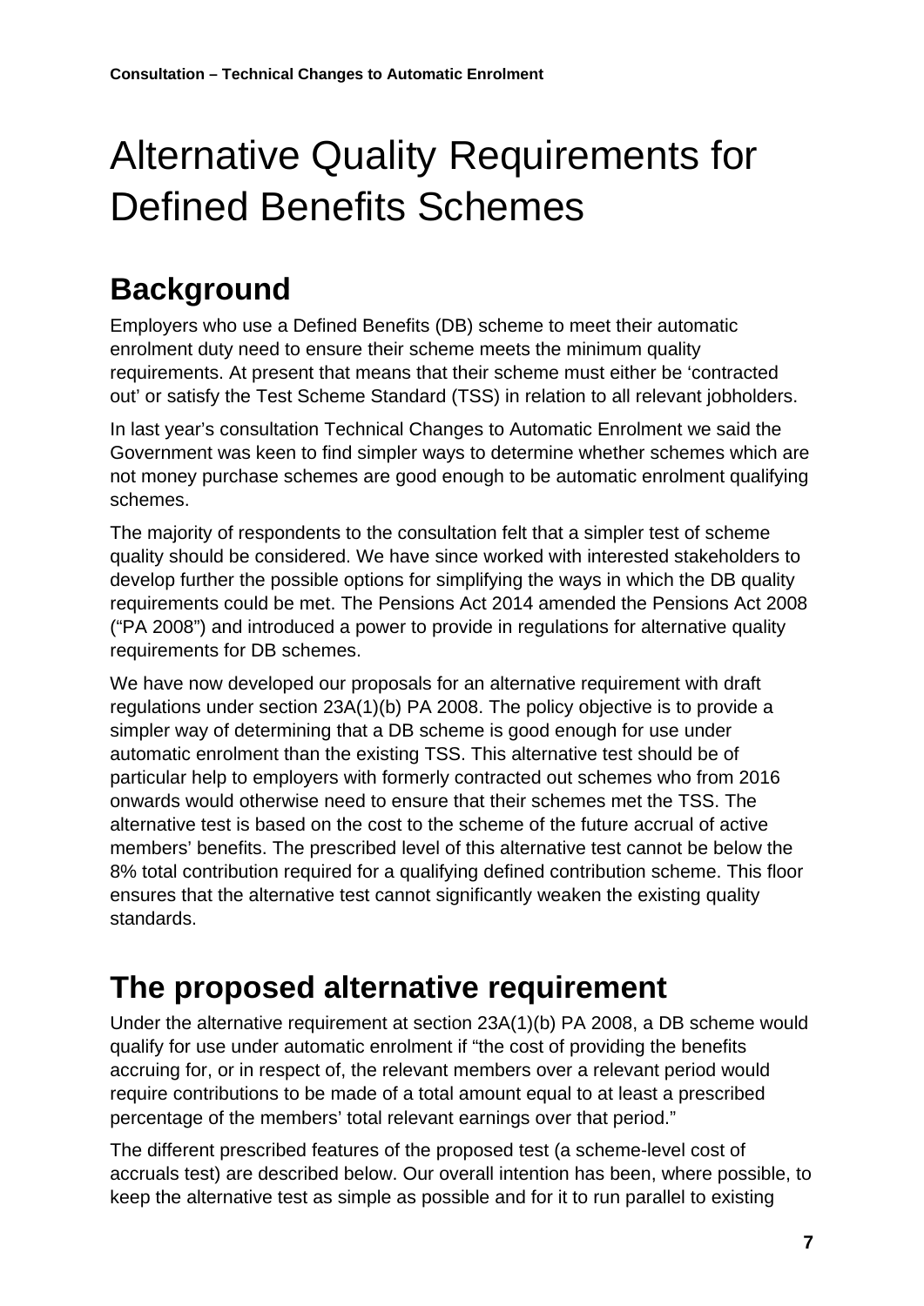# Alternative Quality Requirements for Defined Benefits Schemes

## Background

Employers who use a Defined Benefits (DB) scheme to meet their automatic enrolment duty need to ensure their scheme meets the minimum quality requirements. At present that means that their scheme must either be 'contracted out' or satisfy the Test Scheme Standard (TSS) in relation to all relevant jobholders.

In last year's consultation Technical Changes to Automatic Enrolment we said the Government was keen to find simpler ways to determine whether schemes which are not money purchase schemes are good enough to be automatic enrolment qualifying schemes.

The majority of respondents to the consultation felt that a simpler test of scheme quality should be considered. We have since worked with interested stakeholders to develop further the possible options for simplifying the ways in which the DB quality requirements could be met. The Pensions Act 2014 amended the Pensions Act 2008 ("PA 2008") and introduced a power to provide in regulations for alternative quality requirements for DB schemes.

We have now developed our proposals for an alternative requirement with draft regulations under section 23A(1)(b) PA 2008. The policy objective is to provide a simpler way of determining that a DB scheme is good enough for use under automatic enrolment than the existing TSS. This alternative test should be of particular help to employers with formerly contracted out schemes who from 2016 onwards would otherwise need to ensure that their schemes met the TSS. The alternative test is based on the cost to the scheme of the future accrual of active members' benefits. The prescribed level of this alternative test cannot be below the 8% total contribution required for a qualifying defined contribution scheme. This floor ensures that the alternative test cannot significantly weaken the existing quality standards.

## The proposed alternative requirement

Under the alternative requirement at section 23A(1)(b) PA 2008, a DB scheme would qualify for use under automatic enrolment if "the cost of providing the benefits accruing for, or in respect of, the relevant members over a relevant period would require contributions to be made of a total amount equal to at least a prescribed percentage of the members' total relevant earnings over that period."

The different prescribed features of the proposed test (a scheme-level cost of accruals test) are described below. Our overall intention has been, where possible, to keep the alternative test as simple as possible and for it to run parallel to existing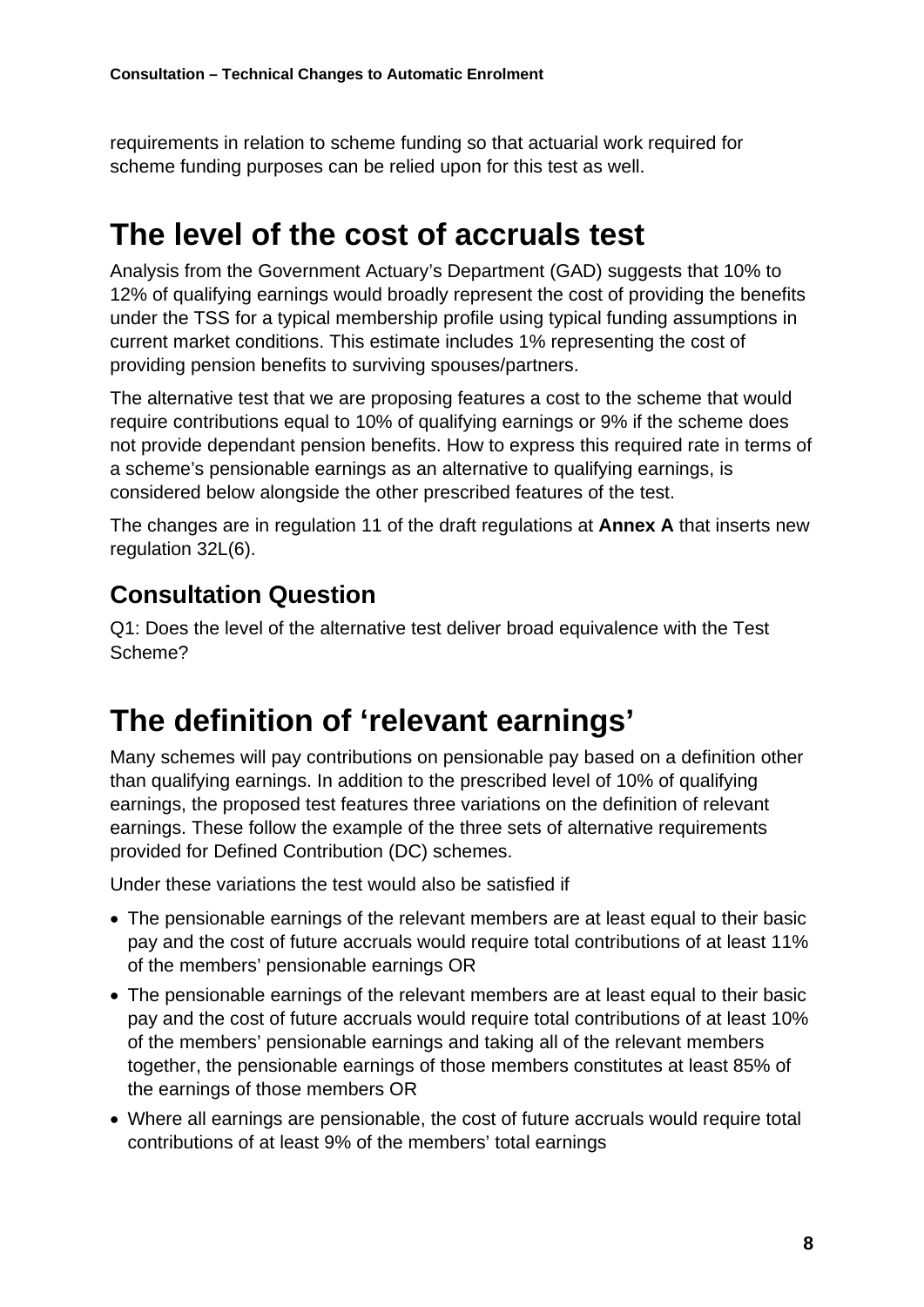requirements in relation to scheme funding so that actuarial work required for scheme funding purposes can be relied upon for this test as well.

# The level of the cost of accruals test

Analysis from the Government Actuary's Department (GAD) suggests that 10% to 12% of qualifying earnings would broadly represent the cost of providing the benefits under the TSS for a typical membership profile using typical funding assumptions in current market conditions. This estimate includes 1% representing the cost of providing pension benefits to surviving spouses/partners.

The alternative test that we are proposing features a cost to the scheme that would require contributions equal to 10% of qualifying earnings or 9% if the scheme does not provide dependant pension benefits. How to express this required rate in terms of a scheme's pensionable earnings as an alternative to qualifying earnings, is considered below alongside the other prescribed features of the test.

The changes are in regulation 11 of the draft regulations at **Annex A** that inserts new regulation 32L(6).

## Consultation Question

Q1: Does the level of the alternative test deliver broad equivalence with the Test Scheme?

# The definition of 'relevant earnings'

Many schemes will pay contributions on pensionable pay based on a definition other than qualifying earnings. In addition to the prescribed level of 10% of qualifying earnings, the proposed test features three variations on the definition of relevant earnings. These follow the example of the three sets of alternative requirements provided for Defined Contribution (DC) schemes.

Under these variations the test would also be satisfied if

- The pensionable earnings of the relevant members are at least equal to their basic pay and the cost of future accruals would require total contributions of at least 11% of the members' pensionable earnings OR
- The pensionable earnings of the relevant members are at least equal to their basic pay and the cost of future accruals would require total contributions of at least 10% of the members' pensionable earnings and taking all of the relevant members together, the pensionable earnings of those members constitutes at least 85% of the earnings of those members OR
- Where all earnings are pensionable, the cost of future accruals would require total contributions of at least 9% of the members' total earnings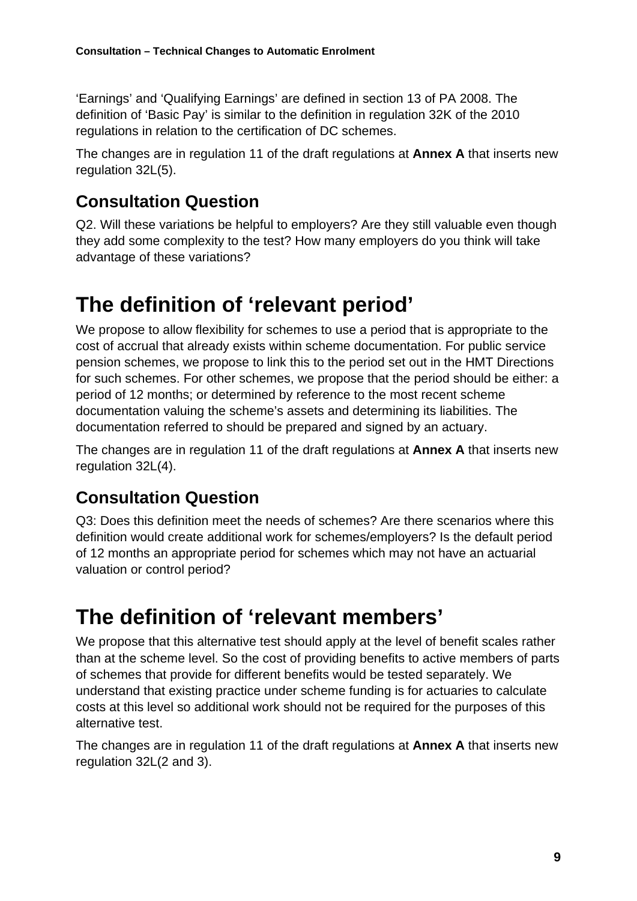'Earnings' and 'Qualifying Earnings' are defined in section 13 of PA 2008. The definition of 'Basic Pay' is similar to the definition in regulation 32K of the 2010 regulations in relation to the certification of DC schemes.

The changes are in regulation 11 of the draft regulations at **Annex A** that inserts new regulation 32L(5).

## Consultation Question

Q2. Will these variations be helpful to employers? Are they still valuable even though they add some complexity to the test? How many employers do you think will take advantage of these variations?

# The definition of 'relevant period'

We propose to allow flexibility for schemes to use a period that is appropriate to the cost of accrual that already exists within scheme documentation. For public service pension schemes, we propose to link this to the period set out in the HMT Directions for such schemes. For other schemes, we propose that the period should be either: a period of 12 months; or determined by reference to the most recent scheme documentation valuing the scheme's assets and determining its liabilities. The documentation referred to should be prepared and signed by an actuary.

The changes are in regulation 11 of the draft regulations at **Annex A** that inserts new regulation 32L(4).

## Consultation Question

Q3: Does this definition meet the needs of schemes? Are there scenarios where this definition would create additional work for schemes/employers? Is the default period of 12 months an appropriate period for schemes which may not have an actuarial valuation or control period?

# The definition of 'relevant members'

We propose that this alternative test should apply at the level of benefit scales rather than at the scheme level. So the cost of providing benefits to active members of parts of schemes that provide for different benefits would be tested separately. We understand that existing practice under scheme funding is for actuaries to calculate costs at this level so additional work should not be required for the purposes of this alternative test.

The changes are in regulation 11 of the draft regulations at **Annex A** that inserts new regulation 32L(2 and 3).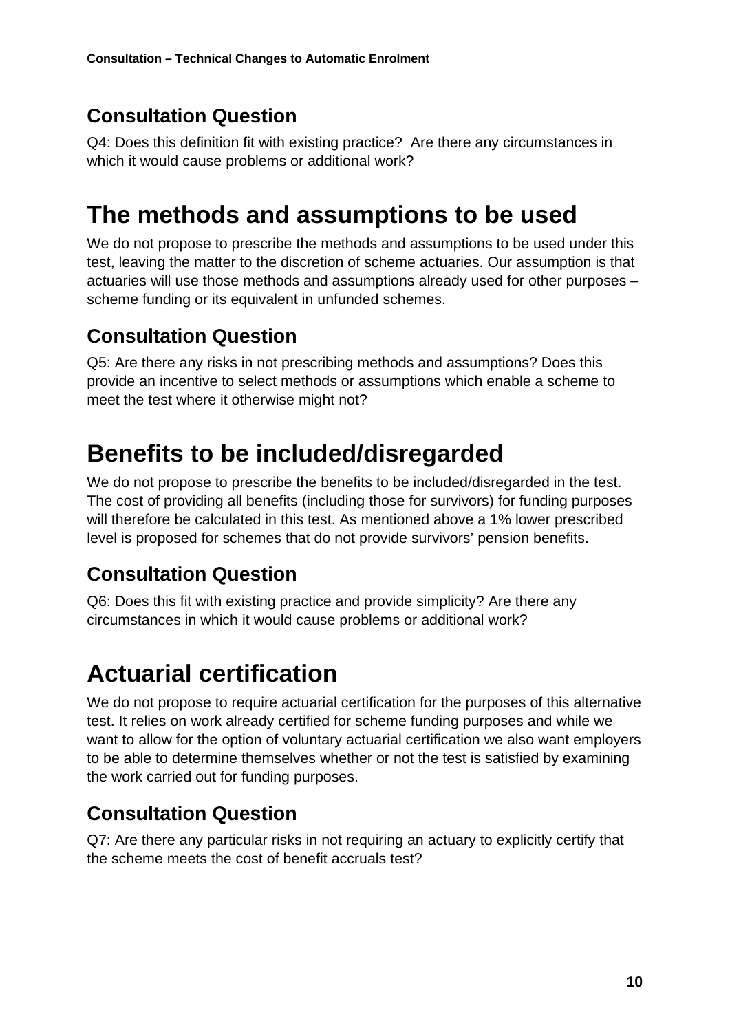## Consultation Question

Q4: Does this definition fit with existing practice?  Are there any circumstances in which it would cause problems or additional work?

# The methods and assumptions to be used

We do not propose to prescribe the methods and assumptions to be used under this test, leaving the matter to the discretion of scheme actuaries. Our assumption is that actuaries will use those methods and assumptions already used for other purposes – scheme funding or its equivalent in unfunded schemes.

## Consultation Question

Q5: Are there any risks in not prescribing methods and assumptions? Does this provide an incentive to select methods or assumptions which enable a scheme to meet the test where it otherwise might not?

# Benefits to be included/disregarded

We do not propose to prescribe the benefits to be included/disregarded in the test. The cost of providing all benefits (including those for survivors) for funding purposes will therefore be calculated in this test. As mentioned above a 1% lower prescribed level is proposed for schemes that do not provide survivors' pension benefits.

## Consultation Question

Q6: Does this fit with existing practice and provide simplicity? Are there any circumstances in which it would cause problems or additional work?

# Actuarial certification

We do not propose to require actuarial certification for the purposes of this alternative test. It relies on work already certified for scheme funding purposes and while we want to allow for the option of voluntary actuarial certification we also want employers to be able to determine themselves whether or not the test is satisfied by examining the work carried out for funding purposes.

## Consultation Question

Q7: Are there any particular risks in not requiring an actuary to explicitly certify that the scheme meets the cost of benefit accruals test?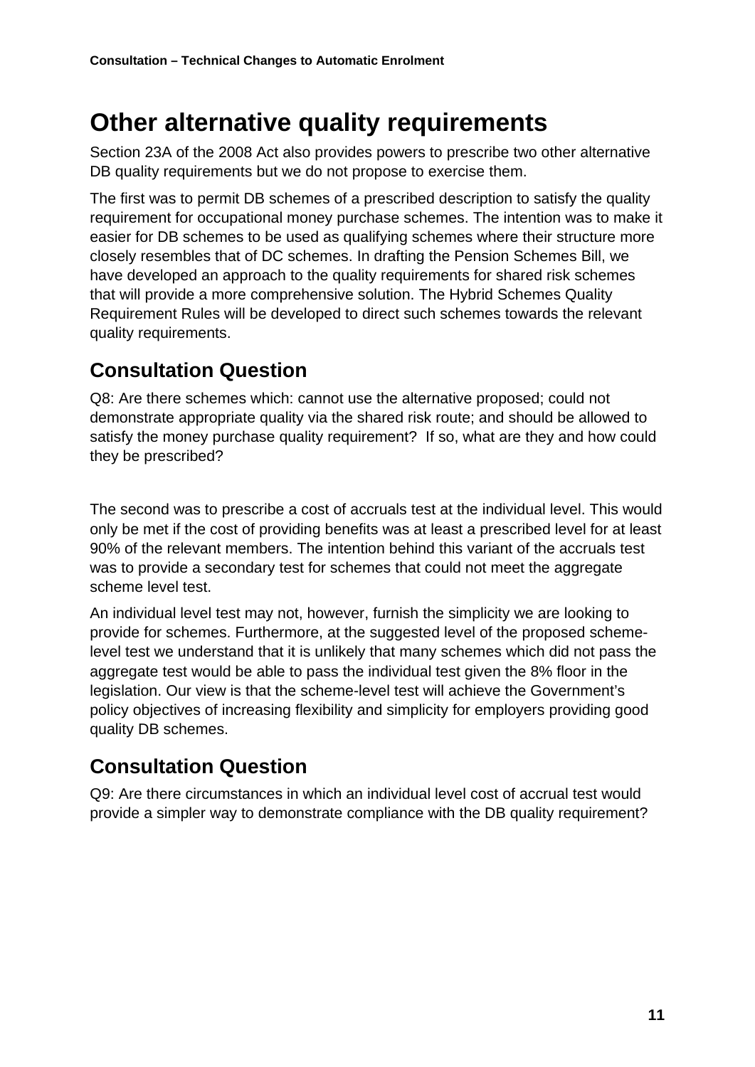# Other alternative quality requirements

Section 23A of the 2008 Act also provides powers to prescribe two other alternative DB quality requirements but we do not propose to exercise them.

The first was to permit DB schemes of a prescribed description to satisfy the quality requirement for occupational money purchase schemes. The intention was to make it easier for DB schemes to be used as qualifying schemes where their structure more closely resembles that of DC schemes. In drafting the Pension Schemes Bill, we have developed an approach to the quality requirements for shared risk schemes that will provide a more comprehensive solution. The Hybrid Schemes Quality Requirement Rules will be developed to direct such schemes towards the relevant quality requirements.

## Consultation Question

Q8: Are there schemes which: cannot use the alternative proposed; could not demonstrate appropriate quality via the shared risk route; and should be allowed to satisfy the money purchase quality requirement? If so, what are they and how could they be prescribed?

The second was to prescribe a cost of accruals test at the individual level. This would only be met if the cost of providing benefits was at least a prescribed level for at least 90% of the relevant members. The intention behind this variant of the accruals test was to provide a secondary test for schemes that could not meet the aggregate scheme level test.

An individual level test may not, however, furnish the simplicity we are looking to provide for schemes. Furthermore, at the suggested level of the proposed scheme-level test we understand that it is unlikely that many schemes which did not pass the aggregate test would be able to pass the individual test given the 8% floor in the legislation. Our view is that the scheme-level test will achieve the Government's policy objectives of increasing flexibility and simplicity for employers providing good quality DB schemes.

## Consultation Question

Q9: Are there circumstances in which an individual level cost of accrual test would provide a simpler way to demonstrate compliance with the DB quality requirement?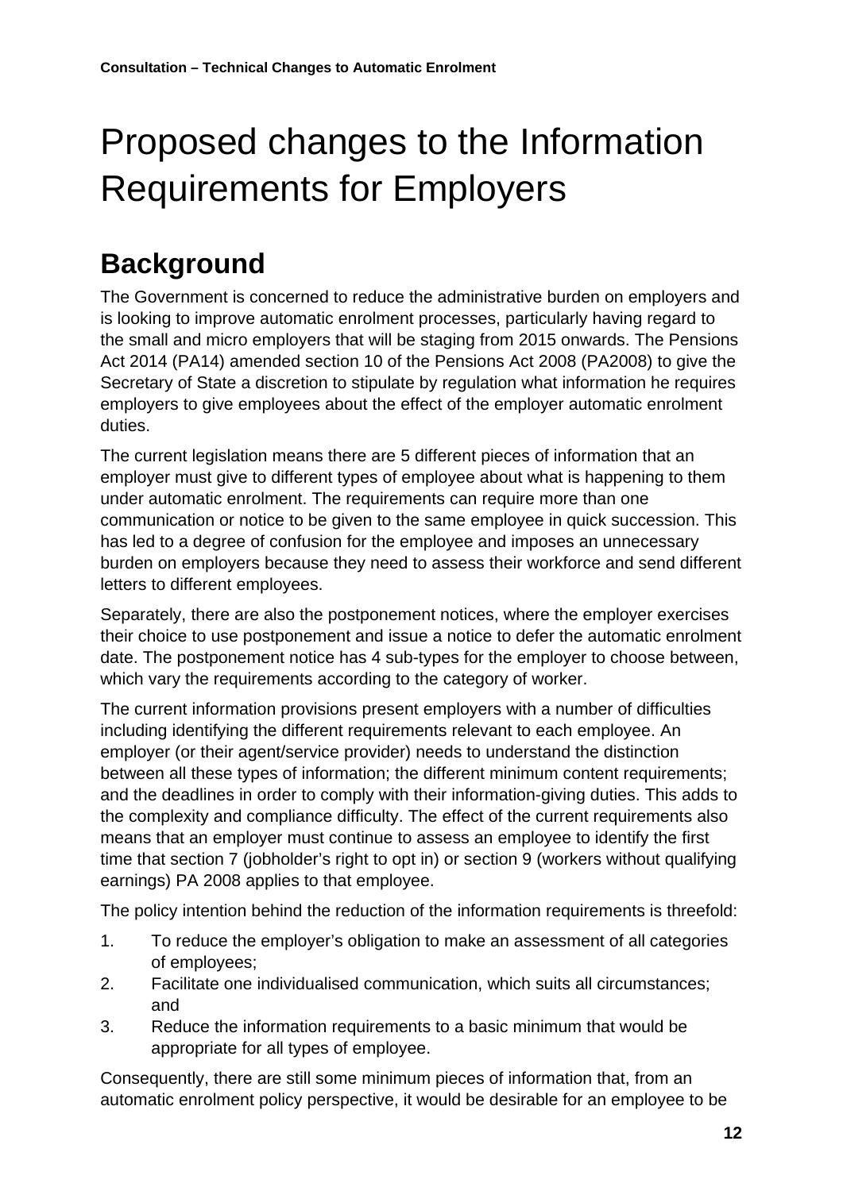# Proposed changes to the Information Requirements for Employers

## Background

The Government is concerned to reduce the administrative burden on employers and is looking to improve automatic enrolment processes, particularly having regard to the small and micro employers that will be staging from 2015 onwards. The Pensions Act 2014 (PA14) amended section 10 of the Pensions Act 2008 (PA2008) to give the Secretary of State a discretion to stipulate by regulation what information he requires employers to give employees about the effect of the employer automatic enrolment duties.

The current legislation means there are 5 different pieces of information that an employer must give to different types of employee about what is happening to them under automatic enrolment. The requirements can require more than one communication or notice to be given to the same employee in quick succession. This has led to a degree of confusion for the employee and imposes an unnecessary burden on employers because they need to assess their workforce and send different letters to different employees.

Separately, there are also the postponement notices, where the employer exercises their choice to use postponement and issue a notice to defer the automatic enrolment date. The postponement notice has 4 sub-types for the employer to choose between, which vary the requirements according to the category of worker.

The current information provisions present employers with a number of difficulties including identifying the different requirements relevant to each employee. An employer (or their agent/service provider) needs to understand the distinction between all these types of information; the different minimum content requirements; and the deadlines in order to comply with their information-giving duties. This adds to the complexity and compliance difficulty. The effect of the current requirements also means that an employer must continue to assess an employee to identify the first time that section 7 (jobholder's right to opt in) or section 9 (workers without qualifying earnings) PA 2008 applies to that employee.

The policy intention behind the reduction of the information requirements is threefold:

1. To reduce the employer's obligation to make an assessment of all categories of employees;
2. Facilitate one individualised communication, which suits all circumstances; and
3. Reduce the information requirements to a basic minimum that would be appropriate for all types of employee.

Consequently, there are still some minimum pieces of information that, from an automatic enrolment policy perspective, it would be desirable for an employee to be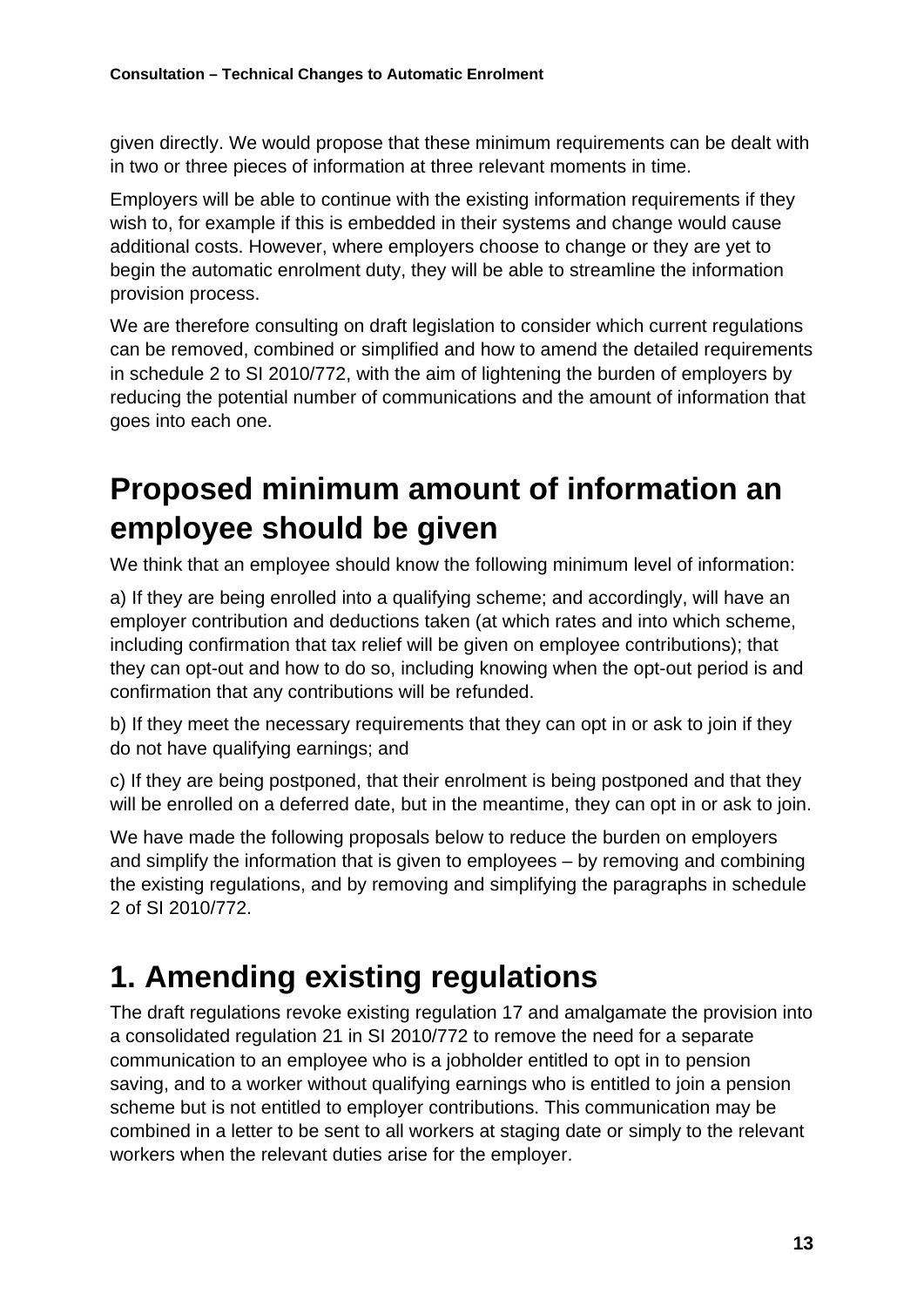given directly. We would propose that these minimum requirements can be dealt with in two or three pieces of information at three relevant moments in time.

Employers will be able to continue with the existing information requirements if they wish to, for example if this is embedded in their systems and change would cause additional costs. However, where employers choose to change or they are yet to begin the automatic enrolment duty, they will be able to streamline the information provision process.

We are therefore consulting on draft legislation to consider which current regulations can be removed, combined or simplified and how to amend the detailed requirements in schedule 2 to SI 2010/772, with the aim of lightening the burden of employers by reducing the potential number of communications and the amount of information that goes into each one.

## Proposed minimum amount of information an employee should be given

We think that an employee should know the following minimum level of information:

a) If they are being enrolled into a qualifying scheme; and accordingly, will have an employer contribution and deductions taken (at which rates and into which scheme, including confirmation that tax relief will be given on employee contributions); that they can opt-out and how to do so, including knowing when the opt-out period is and confirmation that any contributions will be refunded.

b) If they meet the necessary requirements that they can opt in or ask to join if they do not have qualifying earnings; and

c) If they are being postponed, that their enrolment is being postponed and that they will be enrolled on a deferred date, but in the meantime, they can opt in or ask to join.

We have made the following proposals below to reduce the burden on employers and simplify the information that is given to employees – by removing and combining the existing regulations, and by removing and simplifying the paragraphs in schedule 2 of SI 2010/772.

## 1. Amending existing regulations

The draft regulations revoke existing regulation 17 and amalgamate the provision into a consolidated regulation 21 in SI 2010/772 to remove the need for a separate communication to an employee who is a jobholder entitled to opt in to pension saving, and to a worker without qualifying earnings who is entitled to join a pension scheme but is not entitled to employer contributions. This communication may be combined in a letter to be sent to all workers at staging date or simply to the relevant workers when the relevant duties arise for the employer.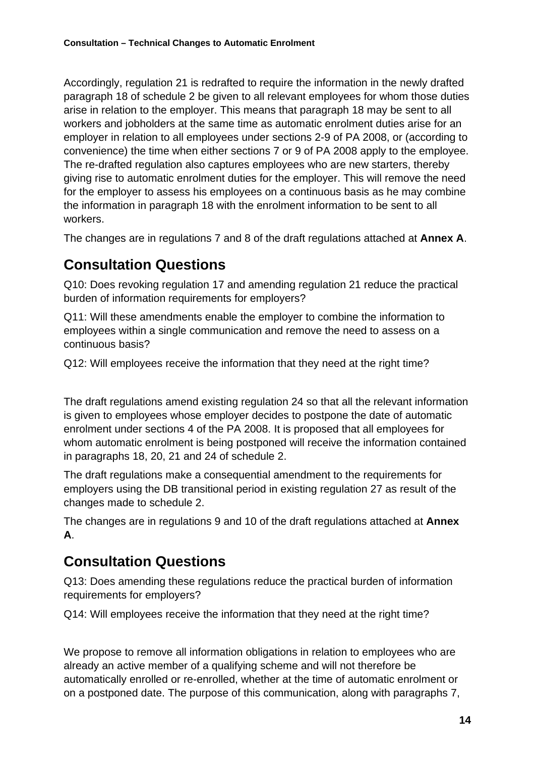Accordingly, regulation 21 is redrafted to require the information in the newly drafted paragraph 18 of schedule 2 be given to all relevant employees for whom those duties arise in relation to the employer. This means that paragraph 18 may be sent to all workers and jobholders at the same time as automatic enrolment duties arise for an employer in relation to all employees under sections 2-9 of PA 2008, or (according to convenience) the time when either sections 7 or 9 of PA 2008 apply to the employee. The re-drafted regulation also captures employees who are new starters, thereby giving rise to automatic enrolment duties for the employer. This will remove the need for the employer to assess his employees on a continuous basis as he may combine the information in paragraph 18 with the enrolment information to be sent to all workers.

The changes are in regulations 7 and 8 of the draft regulations attached at **Annex A**.

## Consultation Questions

Q10: Does revoking regulation 17 and amending regulation 21 reduce the practical burden of information requirements for employers?

Q11: Will these amendments enable the employer to combine the information to employees within a single communication and remove the need to assess on a continuous basis?

Q12: Will employees receive the information that they need at the right time?

The draft regulations amend existing regulation 24 so that all the relevant information is given to employees whose employer decides to postpone the date of automatic enrolment under sections 4 of the PA 2008. It is proposed that all employees for whom automatic enrolment is being postponed will receive the information contained in paragraphs 18, 20, 21 and 24 of schedule 2.

The draft regulations make a consequential amendment to the requirements for employers using the DB transitional period in existing regulation 27 as result of the changes made to schedule 2.

The changes are in regulations 9 and 10 of the draft regulations attached at **Annex A**.

## Consultation Questions

Q13: Does amending these regulations reduce the practical burden of information requirements for employers?

Q14: Will employees receive the information that they need at the right time?

We propose to remove all information obligations in relation to employees who are already an active member of a qualifying scheme and will not therefore be automatically enrolled or re-enrolled, whether at the time of automatic enrolment or on a postponed date. The purpose of this communication, along with paragraphs 7,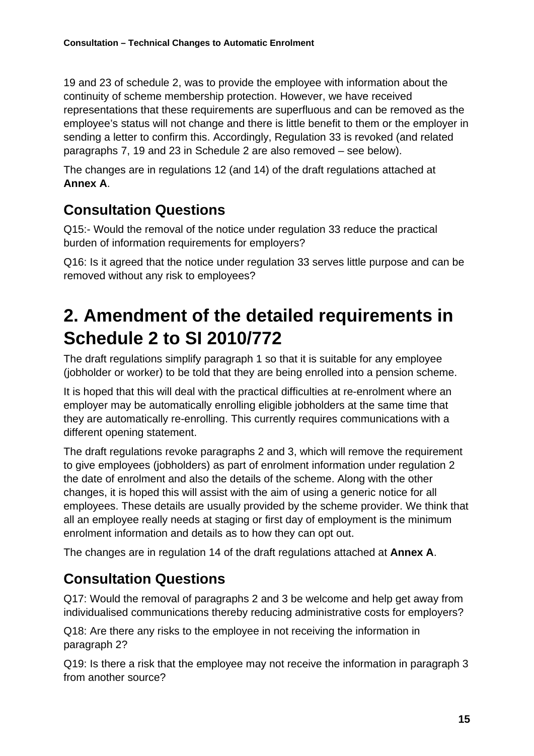19 and 23 of schedule 2, was to provide the employee with information about the continuity of scheme membership protection. However, we have received representations that these requirements are superfluous and can be removed as the employee's status will not change and there is little benefit to them or the employer in sending a letter to confirm this. Accordingly, Regulation 33 is revoked (and related paragraphs 7, 19 and 23 in Schedule 2 are also removed – see below).

The changes are in regulations 12 (and 14) of the draft regulations attached at **Annex A**.

## Consultation Questions

Q15:- Would the removal of the notice under regulation 33 reduce the practical burden of information requirements for employers?

Q16: Is it agreed that the notice under regulation 33 serves little purpose and can be removed without any risk to employees?

# 2. Amendment of the detailed requirements in Schedule 2 to SI 2010/772

The draft regulations simplify paragraph 1 so that it is suitable for any employee (jobholder or worker) to be told that they are being enrolled into a pension scheme.

It is hoped that this will deal with the practical difficulties at re-enrolment where an employer may be automatically enrolling eligible jobholders at the same time that they are automatically re-enrolling. This currently requires communications with a different opening statement.

The draft regulations revoke paragraphs 2 and 3, which will remove the requirement to give employees (jobholders) as part of enrolment information under regulation 2 the date of enrolment and also the details of the scheme. Along with the other changes, it is hoped this will assist with the aim of using a generic notice for all employees. These details are usually provided by the scheme provider. We think that all an employee really needs at staging or first day of employment is the minimum enrolment information and details as to how they can opt out.

The changes are in regulation 14 of the draft regulations attached at **Annex A**.

## Consultation Questions

Q17: Would the removal of paragraphs 2 and 3 be welcome and help get away from individualised communications thereby reducing administrative costs for employers?

Q18: Are there any risks to the employee in not receiving the information in paragraph 2?

Q19: Is there a risk that the employee may not receive the information in paragraph 3 from another source?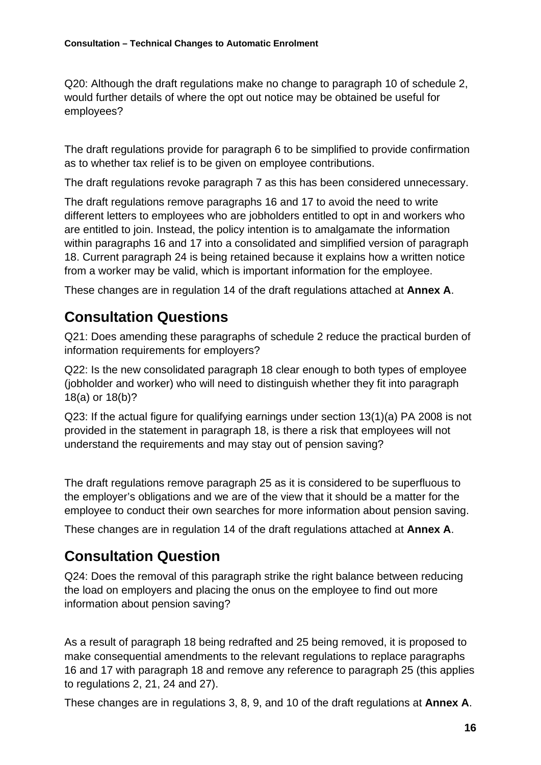Q20: Although the draft regulations make no change to paragraph 10 of schedule 2, would further details of where the opt out notice may be obtained be useful for employees?

The draft regulations provide for paragraph 6 to be simplified to provide confirmation as to whether tax relief is to be given on employee contributions.

The draft regulations revoke paragraph 7 as this has been considered unnecessary.

The draft regulations remove paragraphs 16 and 17 to avoid the need to write different letters to employees who are jobholders entitled to opt in and workers who are entitled to join. Instead, the policy intention is to amalgamate the information within paragraphs 16 and 17 into a consolidated and simplified version of paragraph 18. Current paragraph 24 is being retained because it explains how a written notice from a worker may be valid, which is important information for the employee.

These changes are in regulation 14 of the draft regulations attached at **Annex A**.

## Consultation Questions

Q21: Does amending these paragraphs of schedule 2 reduce the practical burden of information requirements for employers?

Q22: Is the new consolidated paragraph 18 clear enough to both types of employee (jobholder and worker) who will need to distinguish whether they fit into paragraph 18(a) or 18(b)?

Q23: If the actual figure for qualifying earnings under section 13(1)(a) PA 2008 is not provided in the statement in paragraph 18, is there a risk that employees will not understand the requirements and may stay out of pension saving?

The draft regulations remove paragraph 25 as it is considered to be superfluous to the employer's obligations and we are of the view that it should be a matter for the employee to conduct their own searches for more information about pension saving.

These changes are in regulation 14 of the draft regulations attached at **Annex A**.

## Consultation Question

Q24: Does the removal of this paragraph strike the right balance between reducing the load on employers and placing the onus on the employee to find out more information about pension saving?

As a result of paragraph 18 being redrafted and 25 being removed, it is proposed to make consequential amendments to the relevant regulations to replace paragraphs 16 and 17 with paragraph 18 and remove any reference to paragraph 25 (this applies to regulations 2, 21, 24 and 27).

These changes are in regulations 3, 8, 9, and 10 of the draft regulations at **Annex A**.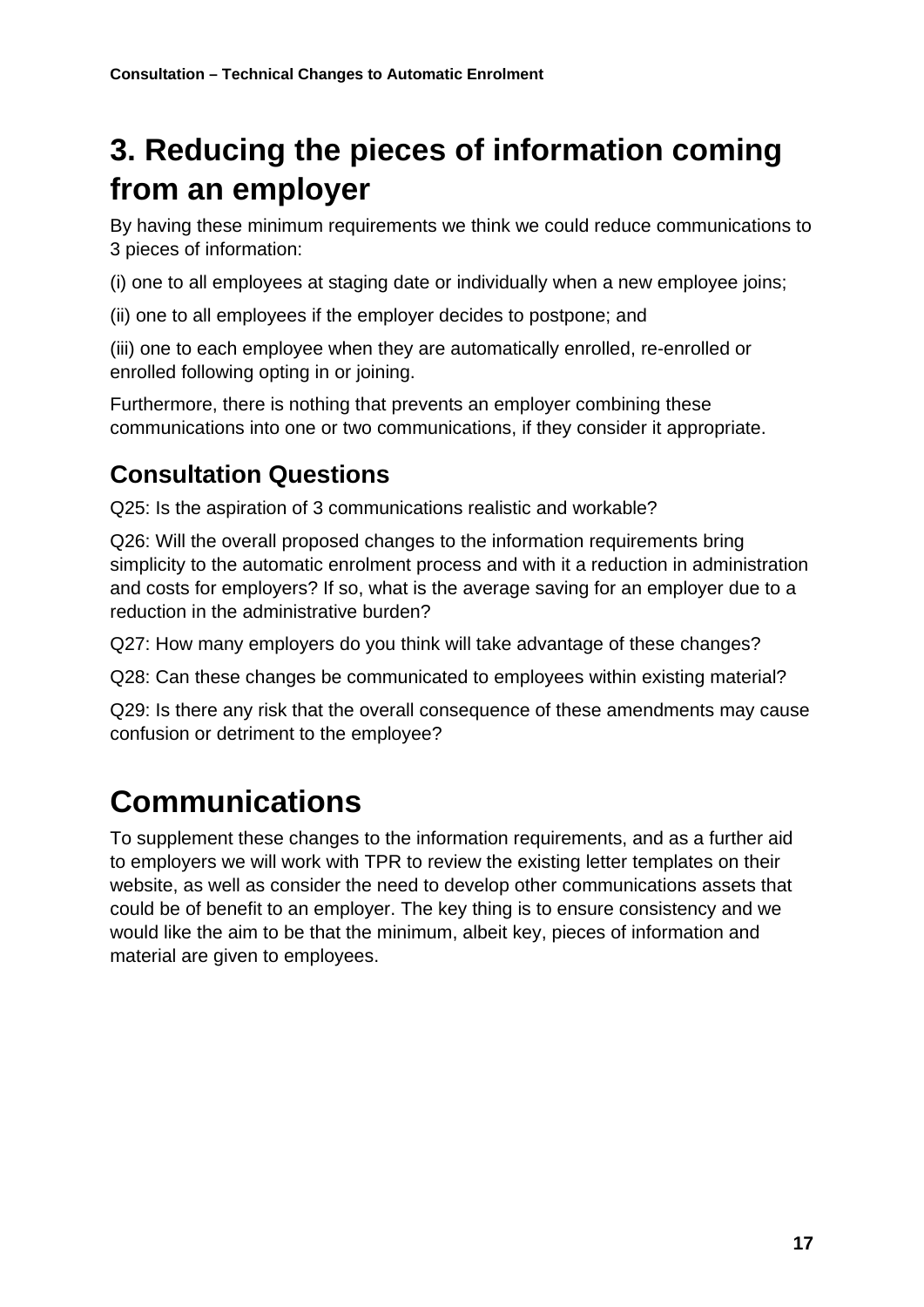# 3. Reducing the pieces of information coming from an employer

By having these minimum requirements we think we could reduce communications to 3 pieces of information:

(i) one to all employees at staging date or individually when a new employee joins;

(ii) one to all employees if the employer decides to postpone; and

(iii) one to each employee when they are automatically enrolled, re-enrolled or enrolled following opting in or joining.

Furthermore, there is nothing that prevents an employer combining these communications into one or two communications, if they consider it appropriate.

## Consultation Questions

Q25: Is the aspiration of 3 communications realistic and workable?

Q26: Will the overall proposed changes to the information requirements bring simplicity to the automatic enrolment process and with it a reduction in administration and costs for employers? If so, what is the average saving for an employer due to a reduction in the administrative burden?

Q27: How many employers do you think will take advantage of these changes?

Q28: Can these changes be communicated to employees within existing material?

Q29: Is there any risk that the overall consequence of these amendments may cause confusion or detriment to the employee?

# Communications

To supplement these changes to the information requirements, and as a further aid to employers we will work with TPR to review the existing letter templates on their website, as well as consider the need to develop other communications assets that could be of benefit to an employer. The key thing is to ensure consistency and we would like the aim to be that the minimum, albeit key, pieces of information and material are given to employees.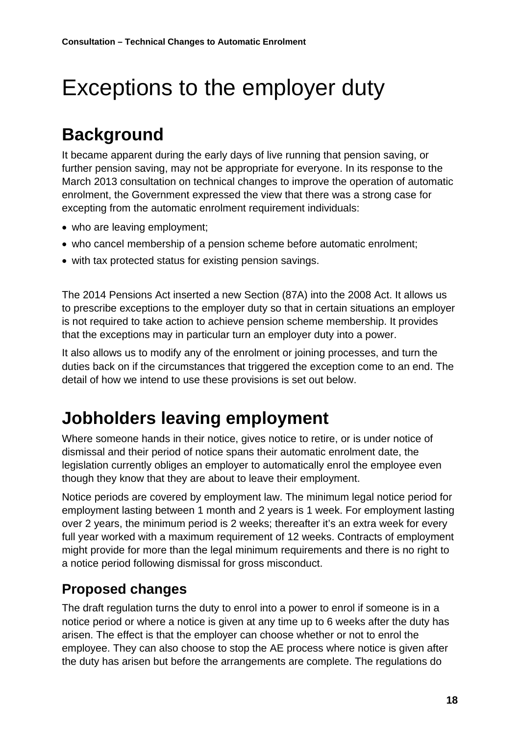# Exceptions to the employer duty

## Background

It became apparent during the early days of live running that pension saving, or further pension saving, may not be appropriate for everyone. In its response to the March 2013 consultation on technical changes to improve the operation of automatic enrolment, the Government expressed the view that there was a strong case for excepting from the automatic enrolment requirement individuals:

- who are leaving employment;
- who cancel membership of a pension scheme before automatic enrolment;
- with tax protected status for existing pension savings.

The 2014 Pensions Act inserted a new Section (87A) into the 2008 Act. It allows us to prescribe exceptions to the employer duty so that in certain situations an employer is not required to take action to achieve pension scheme membership. It provides that the exceptions may in particular turn an employer duty into a power.

It also allows us to modify any of the enrolment or joining processes, and turn the duties back on if the circumstances that triggered the exception come to an end. The detail of how we intend to use these provisions is set out below.

## Jobholders leaving employment

Where someone hands in their notice, gives notice to retire, or is under notice of dismissal and their period of notice spans their automatic enrolment date, the legislation currently obliges an employer to automatically enrol the employee even though they know that they are about to leave their employment.

Notice periods are covered by employment law. The minimum legal notice period for employment lasting between 1 month and 2 years is 1 week. For employment lasting over 2 years, the minimum period is 2 weeks; thereafter it's an extra week for every full year worked with a maximum requirement of 12 weeks. Contracts of employment might provide for more than the legal minimum requirements and there is no right to a notice period following dismissal for gross misconduct.

### Proposed changes

The draft regulation turns the duty to enrol into a power to enrol if someone is in a notice period or where a notice is given at any time up to 6 weeks after the duty has arisen. The effect is that the employer can choose whether or not to enrol the employee. They can also choose to stop the AE process where notice is given after the duty has arisen but before the arrangements are complete. The regulations do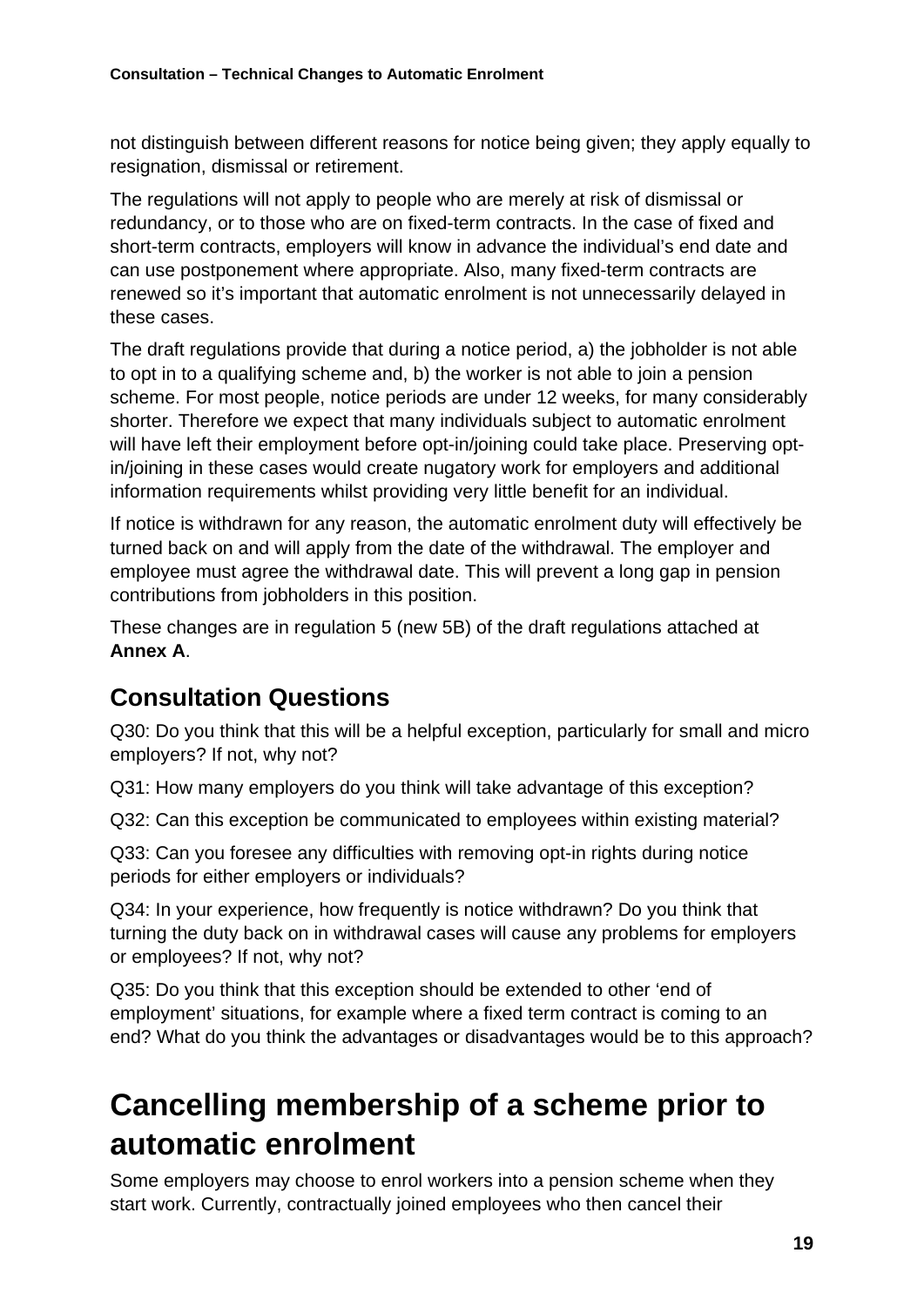not distinguish between different reasons for notice being given; they apply equally to resignation, dismissal or retirement.

The regulations will not apply to people who are merely at risk of dismissal or redundancy, or to those who are on fixed-term contracts. In the case of fixed and short-term contracts, employers will know in advance the individual's end date and can use postponement where appropriate. Also, many fixed-term contracts are renewed so it's important that automatic enrolment is not unnecessarily delayed in these cases.

The draft regulations provide that during a notice period, a) the jobholder is not able to opt in to a qualifying scheme and, b) the worker is not able to join a pension scheme. For most people, notice periods are under 12 weeks, for many considerably shorter. Therefore we expect that many individuals subject to automatic enrolment will have left their employment before opt-in/joining could take place. Preserving opt-in/joining in these cases would create nugatory work for employers and additional information requirements whilst providing very little benefit for an individual.

If notice is withdrawn for any reason, the automatic enrolment duty will effectively be turned back on and will apply from the date of the withdrawal. The employer and employee must agree the withdrawal date. This will prevent a long gap in pension contributions from jobholders in this position.

These changes are in regulation 5 (new 5B) of the draft regulations attached at **Annex A**.

## Consultation Questions

Q30: Do you think that this will be a helpful exception, particularly for small and micro employers? If not, why not?

Q31: How many employers do you think will take advantage of this exception?

Q32: Can this exception be communicated to employees within existing material?

Q33: Can you foresee any difficulties with removing opt-in rights during notice periods for either employers or individuals?

Q34: In your experience, how frequently is notice withdrawn? Do you think that turning the duty back on in withdrawal cases will cause any problems for employers or employees? If not, why not?

Q35: Do you think that this exception should be extended to other 'end of employment' situations, for example where a fixed term contract is coming to an end? What do you think the advantages or disadvantages would be to this approach?

# Cancelling membership of a scheme prior to automatic enrolment

Some employers may choose to enrol workers into a pension scheme when they start work. Currently, contractually joined employees who then cancel their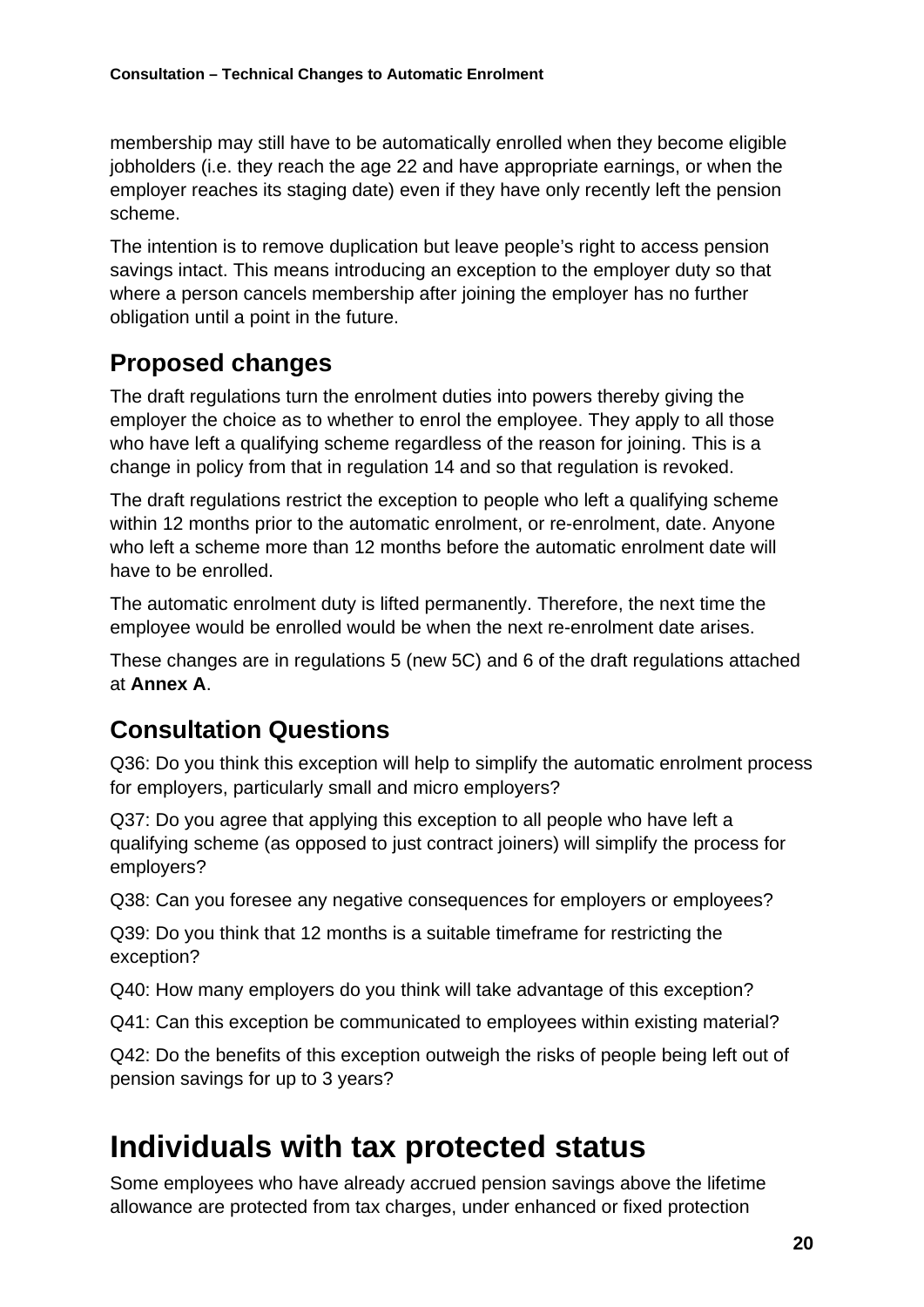membership may still have to be automatically enrolled when they become eligible jobholders (i.e. they reach the age 22 and have appropriate earnings, or when the employer reaches its staging date) even if they have only recently left the pension scheme.

The intention is to remove duplication but leave people's right to access pension savings intact. This means introducing an exception to the employer duty so that where a person cancels membership after joining the employer has no further obligation until a point in the future.

## Proposed changes

The draft regulations turn the enrolment duties into powers thereby giving the employer the choice as to whether to enrol the employee. They apply to all those who have left a qualifying scheme regardless of the reason for joining. This is a change in policy from that in regulation 14 and so that regulation is revoked.

The draft regulations restrict the exception to people who left a qualifying scheme within 12 months prior to the automatic enrolment, or re-enrolment, date. Anyone who left a scheme more than 12 months before the automatic enrolment date will have to be enrolled.

The automatic enrolment duty is lifted permanently. Therefore, the next time the employee would be enrolled would be when the next re-enrolment date arises.

These changes are in regulations 5 (new 5C) and 6 of the draft regulations attached at **Annex A**.

## Consultation Questions

Q36: Do you think this exception will help to simplify the automatic enrolment process for employers, particularly small and micro employers?

Q37: Do you agree that applying this exception to all people who have left a qualifying scheme (as opposed to just contract joiners) will simplify the process for employers?

Q38: Can you foresee any negative consequences for employers or employees?

Q39: Do you think that 12 months is a suitable timeframe for restricting the exception?

Q40: How many employers do you think will take advantage of this exception?

Q41: Can this exception be communicated to employees within existing material?

Q42: Do the benefits of this exception outweigh the risks of people being left out of pension savings for up to 3 years?

# Individuals with tax protected status

Some employees who have already accrued pension savings above the lifetime allowance are protected from tax charges, under enhanced or fixed protection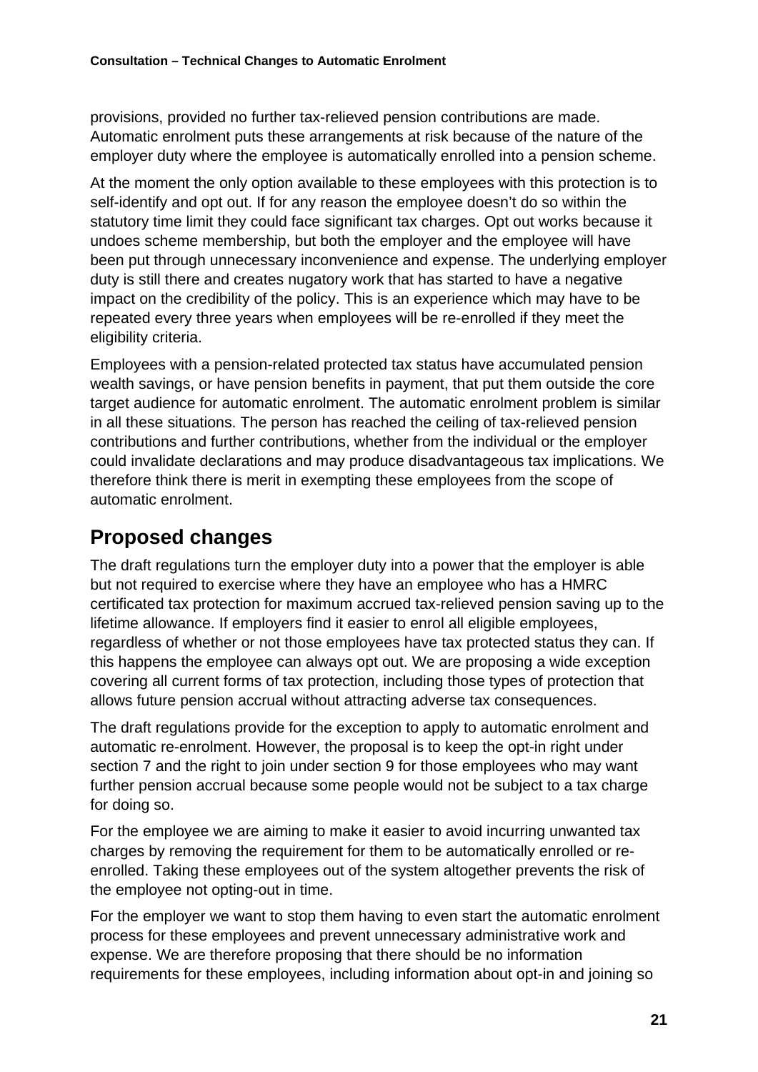provisions, provided no further tax-relieved pension contributions are made. Automatic enrolment puts these arrangements at risk because of the nature of the employer duty where the employee is automatically enrolled into a pension scheme.

At the moment the only option available to these employees with this protection is to self-identify and opt out. If for any reason the employee doesn't do so within the statutory time limit they could face significant tax charges. Opt out works because it undoes scheme membership, but both the employer and the employee will have been put through unnecessary inconvenience and expense. The underlying employer duty is still there and creates nugatory work that has started to have a negative impact on the credibility of the policy. This is an experience which may have to be repeated every three years when employees will be re-enrolled if they meet the eligibility criteria.

Employees with a pension-related protected tax status have accumulated pension wealth savings, or have pension benefits in payment, that put them outside the core target audience for automatic enrolment. The automatic enrolment problem is similar in all these situations. The person has reached the ceiling of tax-relieved pension contributions and further contributions, whether from the individual or the employer could invalidate declarations and may produce disadvantageous tax implications. We therefore think there is merit in exempting these employees from the scope of automatic enrolment.

## Proposed changes

The draft regulations turn the employer duty into a power that the employer is able but not required to exercise where they have an employee who has a HMRC certificated tax protection for maximum accrued tax-relieved pension saving up to the lifetime allowance. If employers find it easier to enrol all eligible employees, regardless of whether or not those employees have tax protected status they can. If this happens the employee can always opt out. We are proposing a wide exception covering all current forms of tax protection, including those types of protection that allows future pension accrual without attracting adverse tax consequences.

The draft regulations provide for the exception to apply to automatic enrolment and automatic re-enrolment. However, the proposal is to keep the opt-in right under section 7 and the right to join under section 9 for those employees who may want further pension accrual because some people would not be subject to a tax charge for doing so.

For the employee we are aiming to make it easier to avoid incurring unwanted tax charges by removing the requirement for them to be automatically enrolled or re-enrolled. Taking these employees out of the system altogether prevents the risk of the employee not opting-out in time.

For the employer we want to stop them having to even start the automatic enrolment process for these employees and prevent unnecessary administrative work and expense. We are therefore proposing that there should be no information requirements for these employees, including information about opt-in and joining so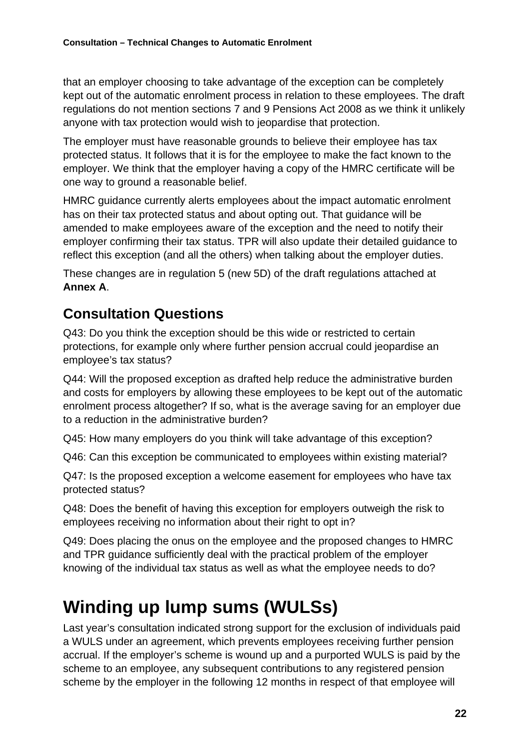that an employer choosing to take advantage of the exception can be completely kept out of the automatic enrolment process in relation to these employees. The draft regulations do not mention sections 7 and 9 Pensions Act 2008 as we think it unlikely anyone with tax protection would wish to jeopardise that protection.

The employer must have reasonable grounds to believe their employee has tax protected status. It follows that it is for the employee to make the fact known to the employer. We think that the employer having a copy of the HMRC certificate will be one way to ground a reasonable belief.

HMRC guidance currently alerts employees about the impact automatic enrolment has on their tax protected status and about opting out. That guidance will be amended to make employees aware of the exception and the need to notify their employer confirming their tax status. TPR will also update their detailed guidance to reflect this exception (and all the others) when talking about the employer duties.

These changes are in regulation 5 (new 5D) of the draft regulations attached at **Annex A**.

## Consultation Questions

Q43: Do you think the exception should be this wide or restricted to certain protections, for example only where further pension accrual could jeopardise an employee's tax status?

Q44: Will the proposed exception as drafted help reduce the administrative burden and costs for employers by allowing these employees to be kept out of the automatic enrolment process altogether? If so, what is the average saving for an employer due to a reduction in the administrative burden?

Q45: How many employers do you think will take advantage of this exception?

Q46: Can this exception be communicated to employees within existing material?

Q47: Is the proposed exception a welcome easement for employees who have tax protected status?

Q48: Does the benefit of having this exception for employers outweigh the risk to employees receiving no information about their right to opt in?

Q49: Does placing the onus on the employee and the proposed changes to HMRC and TPR guidance sufficiently deal with the practical problem of the employer knowing of the individual tax status as well as what the employee needs to do?

# Winding up lump sums (WULSs)

Last year's consultation indicated strong support for the exclusion of individuals paid a WULS under an agreement, which prevents employees receiving further pension accrual. If the employer's scheme is wound up and a purported WULS is paid by the scheme to an employee, any subsequent contributions to any registered pension scheme by the employer in the following 12 months in respect of that employee will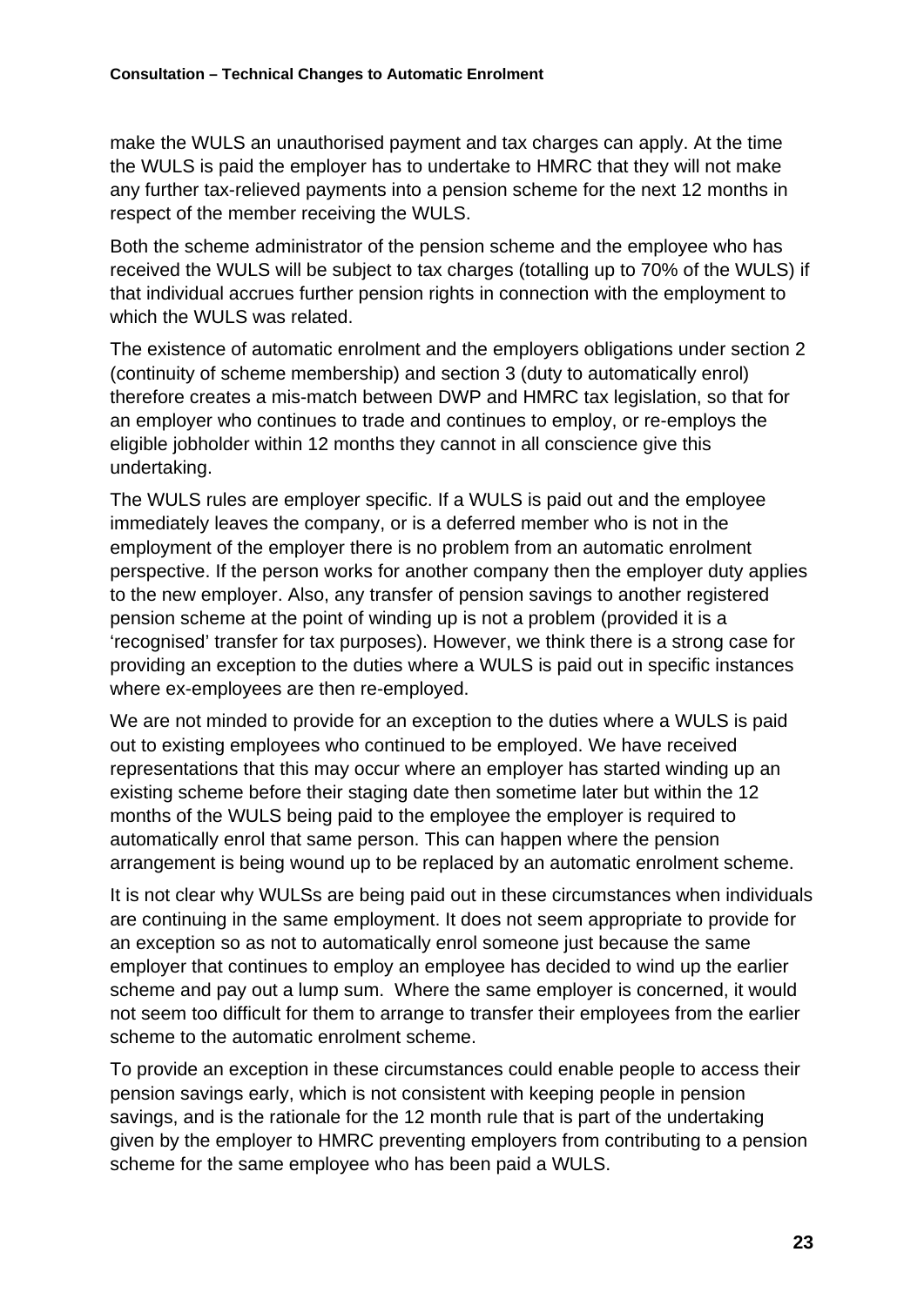make the WULS an unauthorised payment and tax charges can apply. At the time the WULS is paid the employer has to undertake to HMRC that they will not make any further tax-relieved payments into a pension scheme for the next 12 months in respect of the member receiving the WULS.

Both the scheme administrator of the pension scheme and the employee who has received the WULS will be subject to tax charges (totalling up to 70% of the WULS) if that individual accrues further pension rights in connection with the employment to which the WULS was related.

The existence of automatic enrolment and the employers obligations under section 2 (continuity of scheme membership) and section 3 (duty to automatically enrol) therefore creates a mis-match between DWP and HMRC tax legislation, so that for an employer who continues to trade and continues to employ, or re-employs the eligible jobholder within 12 months they cannot in all conscience give this undertaking.

The WULS rules are employer specific. If a WULS is paid out and the employee immediately leaves the company, or is a deferred member who is not in the employment of the employer there is no problem from an automatic enrolment perspective. If the person works for another company then the employer duty applies to the new employer. Also, any transfer of pension savings to another registered pension scheme at the point of winding up is not a problem (provided it is a 'recognised' transfer for tax purposes). However, we think there is a strong case for providing an exception to the duties where a WULS is paid out in specific instances where ex-employees are then re-employed.

We are not minded to provide for an exception to the duties where a WULS is paid out to existing employees who continued to be employed. We have received representations that this may occur where an employer has started winding up an existing scheme before their staging date then sometime later but within the 12 months of the WULS being paid to the employee the employer is required to automatically enrol that same person. This can happen where the pension arrangement is being wound up to be replaced by an automatic enrolment scheme.

It is not clear why WULSs are being paid out in these circumstances when individuals are continuing in the same employment. It does not seem appropriate to provide for an exception so as not to automatically enrol someone just because the same employer that continues to employ an employee has decided to wind up the earlier scheme and pay out a lump sum. Where the same employer is concerned, it would not seem too difficult for them to arrange to transfer their employees from the earlier scheme to the automatic enrolment scheme.

To provide an exception in these circumstances could enable people to access their pension savings early, which is not consistent with keeping people in pension savings, and is the rationale for the 12 month rule that is part of the undertaking given by the employer to HMRC preventing employers from contributing to a pension scheme for the same employee who has been paid a WULS.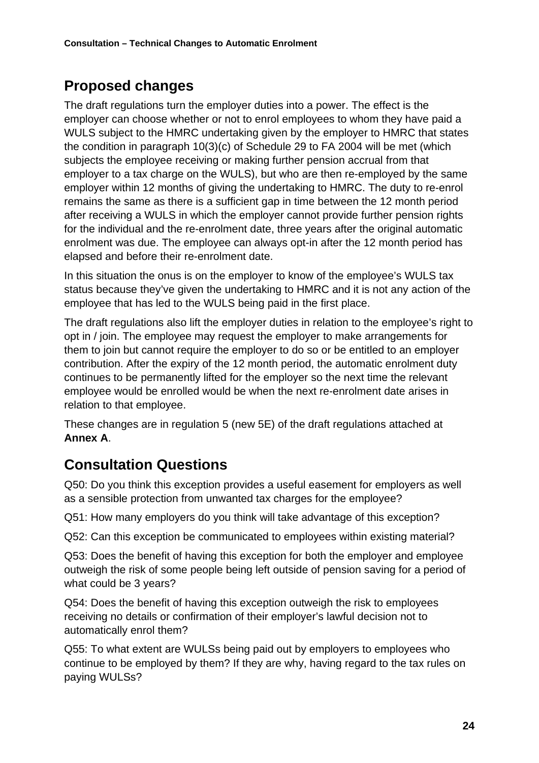## Proposed changes

The draft regulations turn the employer duties into a power. The effect is the employer can choose whether or not to enrol employees to whom they have paid a WULS subject to the HMRC undertaking given by the employer to HMRC that states the condition in paragraph 10(3)(c) of Schedule 29 to FA 2004 will be met (which subjects the employee receiving or making further pension accrual from that employer to a tax charge on the WULS), but who are then re-employed by the same employer within 12 months of giving the undertaking to HMRC. The duty to re-enrol remains the same as there is a sufficient gap in time between the 12 month period after receiving a WULS in which the employer cannot provide further pension rights for the individual and the re-enrolment date, three years after the original automatic enrolment was due. The employee can always opt-in after the 12 month period has elapsed and before their re-enrolment date.

In this situation the onus is on the employer to know of the employee's WULS tax status because they've given the undertaking to HMRC and it is not any action of the employee that has led to the WULS being paid in the first place.

The draft regulations also lift the employer duties in relation to the employee's right to opt in / join. The employee may request the employer to make arrangements for them to join but cannot require the employer to do so or be entitled to an employer contribution. After the expiry of the 12 month period, the automatic enrolment duty continues to be permanently lifted for the employer so the next time the relevant employee would be enrolled would be when the next re-enrolment date arises in relation to that employee.

These changes are in regulation 5 (new 5E) of the draft regulations attached at **Annex A**.

## Consultation Questions

Q50: Do you think this exception provides a useful easement for employers as well as a sensible protection from unwanted tax charges for the employee?

Q51: How many employers do you think will take advantage of this exception?

Q52: Can this exception be communicated to employees within existing material?

Q53: Does the benefit of having this exception for both the employer and employee outweigh the risk of some people being left outside of pension saving for a period of what could be 3 years?

Q54: Does the benefit of having this exception outweigh the risk to employees receiving no details or confirmation of their employer's lawful decision not to automatically enrol them?

Q55: To what extent are WULSs being paid out by employers to employees who continue to be employed by them? If they are why, having regard to the tax rules on paying WULSs?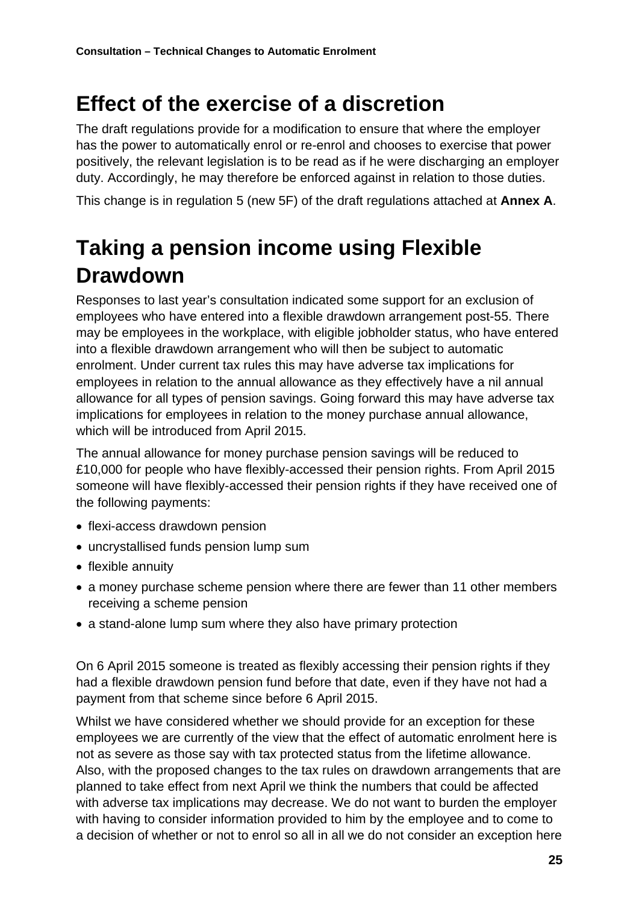# Effect of the exercise of a discretion

The draft regulations provide for a modification to ensure that where the employer has the power to automatically enrol or re-enrol and chooses to exercise that power positively, the relevant legislation is to be read as if he were discharging an employer duty. Accordingly, he may therefore be enforced against in relation to those duties.

This change is in regulation 5 (new 5F) of the draft regulations attached at **Annex A**.

# Taking a pension income using Flexible Drawdown

Responses to last year's consultation indicated some support for an exclusion of employees who have entered into a flexible drawdown arrangement post-55. There may be employees in the workplace, with eligible jobholder status, who have entered into a flexible drawdown arrangement who will then be subject to automatic enrolment. Under current tax rules this may have adverse tax implications for employees in relation to the annual allowance as they effectively have a nil annual allowance for all types of pension savings. Going forward this may have adverse tax implications for employees in relation to the money purchase annual allowance, which will be introduced from April 2015.

The annual allowance for money purchase pension savings will be reduced to £10,000 for people who have flexibly-accessed their pension rights. From April 2015 someone will have flexibly-accessed their pension rights if they have received one of the following payments:

- flexi-access drawdown pension
- uncrystallised funds pension lump sum
- flexible annuity
- a money purchase scheme pension where there are fewer than 11 other members receiving a scheme pension
- a stand-alone lump sum where they also have primary protection

On 6 April 2015 someone is treated as flexibly accessing their pension rights if they had a flexible drawdown pension fund before that date, even if they have not had a payment from that scheme since before 6 April 2015.

Whilst we have considered whether we should provide for an exception for these employees we are currently of the view that the effect of automatic enrolment here is not as severe as those say with tax protected status from the lifetime allowance. Also, with the proposed changes to the tax rules on drawdown arrangements that are planned to take effect from next April we think the numbers that could be affected with adverse tax implications may decrease. We do not want to burden the employer with having to consider information provided to him by the employee and to come to a decision of whether or not to enrol so all in all we do not consider an exception here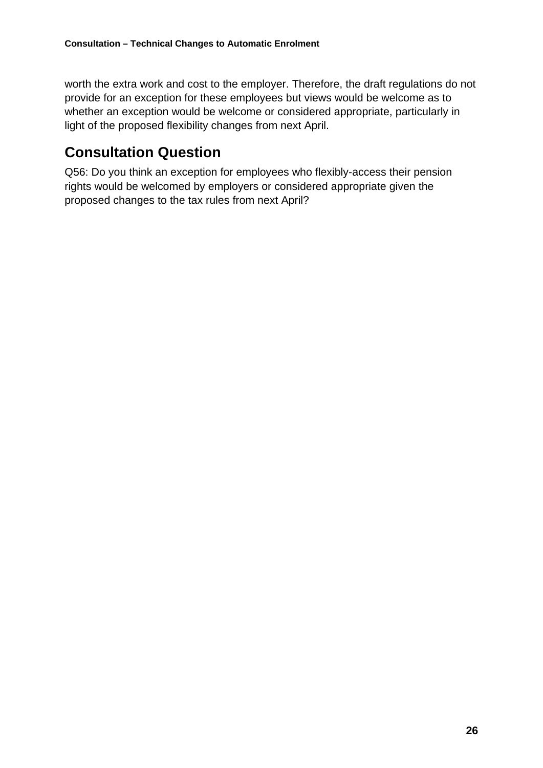worth the extra work and cost to the employer. Therefore, the draft regulations do not provide for an exception for these employees but views would be welcome as to whether an exception would be welcome or considered appropriate, particularly in light of the proposed flexibility changes from next April.

## Consultation Question

Q56: Do you think an exception for employees who flexibly-access their pension rights would be welcomed by employers or considered appropriate given the proposed changes to the tax rules from next April?